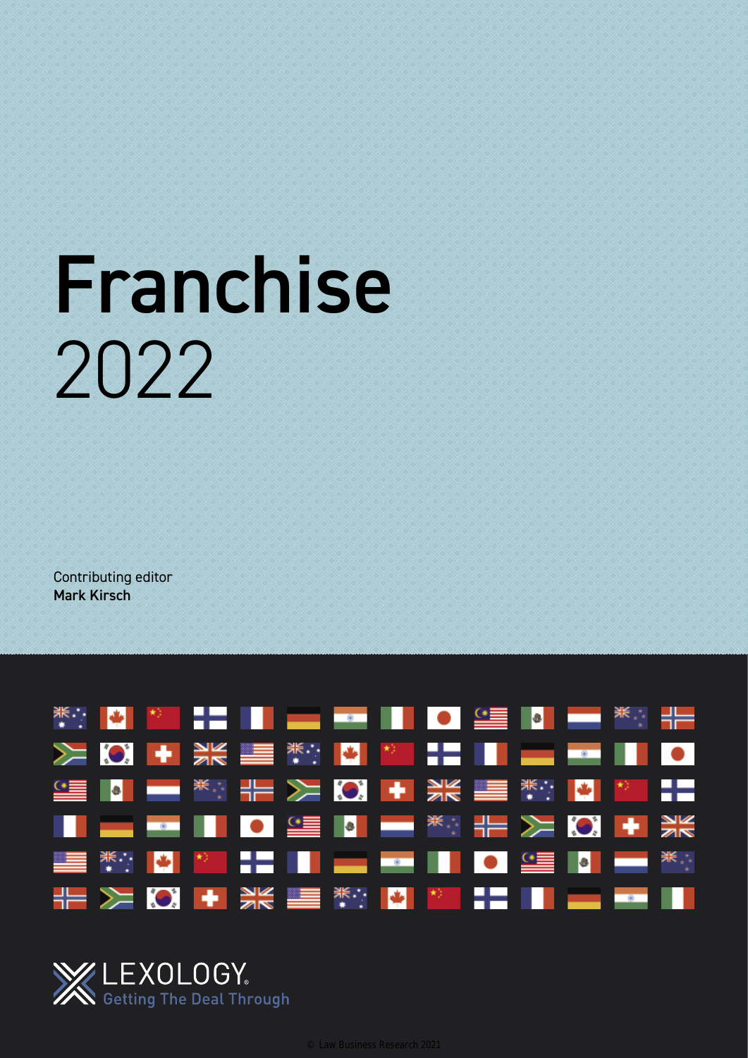# Franchise

2022

Contributing editor
**Mark Kirsch**

LEXOLOGY
Getting The Deal Through

© Law Business Research 2021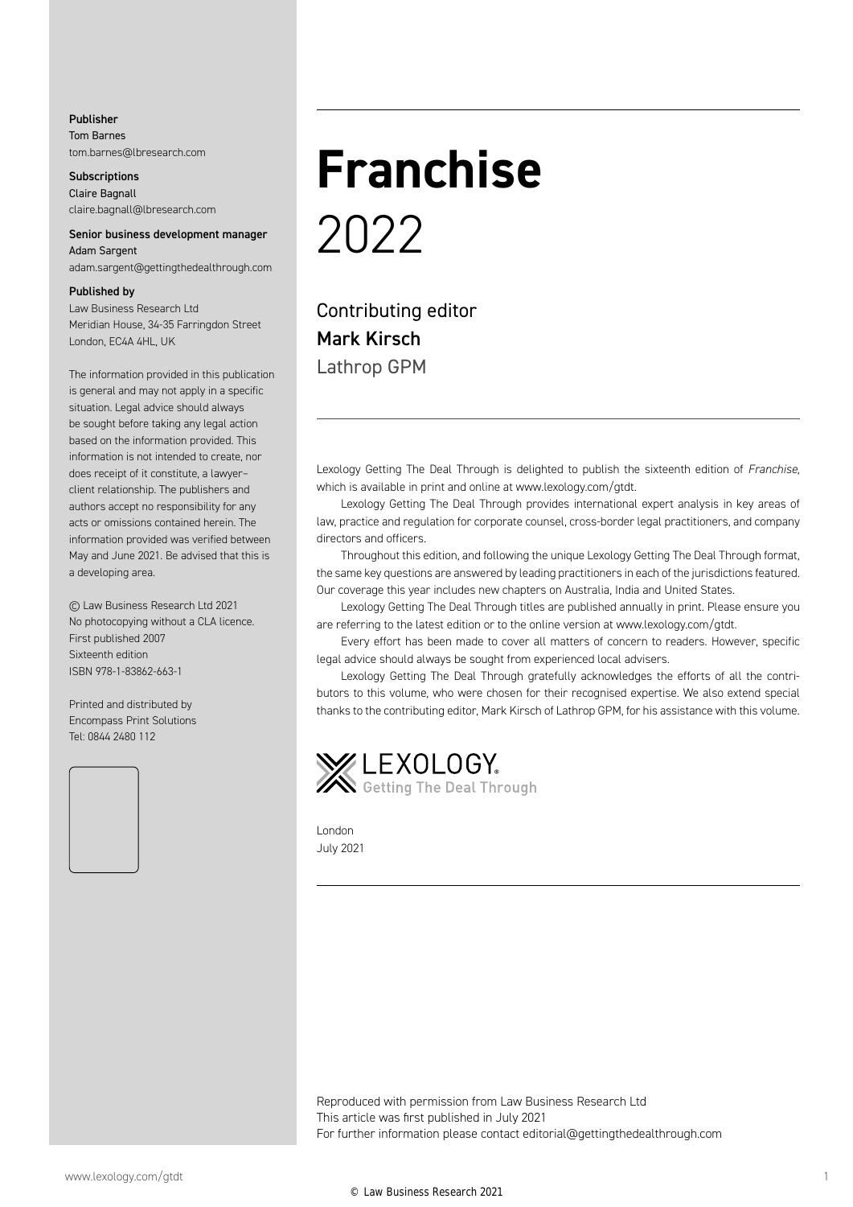**Publisher**
Tom Barnes
tom.barnes@lbresearch.com

**Subscriptions**
Claire Bagnall
claire.bagnall@lbresearch.com

**Senior business development manager**
Adam Sargent
adam.sargent@gettingthedealthrough.com

**Published by**
Law Business Research Ltd
Meridian House, 34-35 Farringdon Street
London, EC4A 4HL, UK

The information provided in this publication is general and may not apply in a specific situation. Legal advice should always be sought before taking any legal action based on the information provided. This information is not intended to create, nor does receipt of it constitute, a lawyer–client relationship. The publishers and authors accept no responsibility for any acts or omissions contained herein. The information provided was verified between May and June 2021. Be advised that this is a developing area.

© Law Business Research Ltd 2021
No photocopying without a CLA licence.
First published 2007
Sixteenth edition
ISBN 978-1-83862-663-1

Printed and distributed by
Encompass Print Solutions
Tel: 0844 2480 112

# Franchise 2022

Contributing editor
**Mark Kirsch**
Lathrop GPM

Lexology Getting The Deal Through is delighted to publish the sixteenth edition of *Franchise*, which is available in print and online at www.lexology.com/gtdt.

Lexology Getting The Deal Through provides international expert analysis in key areas of law, practice and regulation for corporate counsel, cross-border legal practitioners, and company directors and officers.

Throughout this edition, and following the unique Lexology Getting The Deal Through format, the same key questions are answered by leading practitioners in each of the jurisdictions featured. Our coverage this year includes new chapters on Australia, India and United States.

Lexology Getting The Deal Through titles are published annually in print. Please ensure you are referring to the latest edition or to the online version at www.lexology.com/gtdt.

Every effort has been made to cover all matters of concern to readers. However, specific legal advice should always be sought from experienced local advisers.

Lexology Getting The Deal Through gratefully acknowledges the efforts of all the contributors to this volume, who were chosen for their recognised expertise. We also extend special thanks to the contributing editor, Mark Kirsch of Lathrop GPM, for his assistance with this volume.

LEXOLOGY
Getting The Deal Through

London
July 2021

Reproduced with permission from Law Business Research Ltd
This article was first published in July 2021
For further information please contact editorial@gettingthedealthrough.com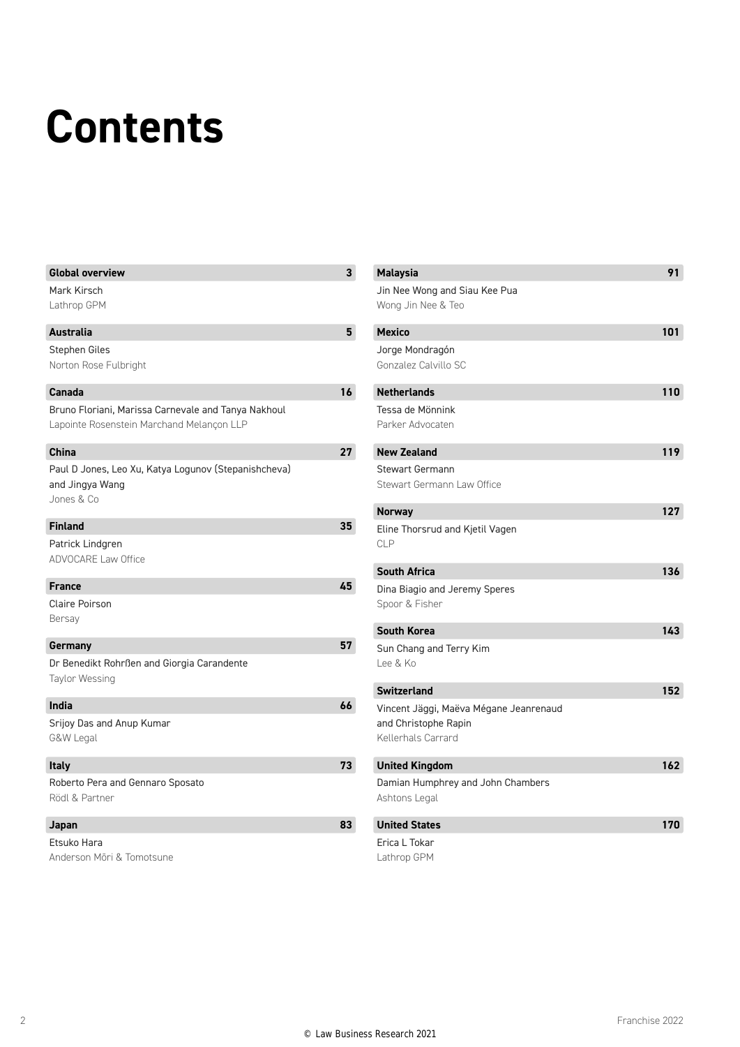# Contents

**Global overview** 3
Mark Kirsch
Lathrop GPM

**Australia** 5
Stephen Giles
Norton Rose Fulbright

**Canada** 16
Bruno Floriani, Marissa Carnevale and Tanya Nakhoul
Lapointe Rosenstein Marchand Melançon LLP

**China** 27
Paul D Jones, Leo Xu, Katya Logunov (Stepanishcheva) and Jingya Wang
Jones & Co

**Finland** 35
Patrick Lindgren
ADVOCARE Law Office

**France** 45
Claire Poirson
Bersay

**Germany** 57
Dr Benedikt Rohrßen and Giorgia Carandente
Taylor Wessing

**India** 66
Srijoy Das and Anup Kumar
G&W Legal

**Italy** 73
Roberto Pera and Gennaro Sposato
Rödl & Partner

**Japan** 83
Etsuko Hara
Anderson Mōri & Tomotsune

**Malaysia** 91
Jin Nee Wong and Siau Kee Pua
Wong Jin Nee & Teo

**Mexico** 101
Jorge Mondragón
Gonzalez Calvillo SC

**Netherlands** 110
Tessa de Mönnink
Parker Advocaten

**New Zealand** 119
Stewart Germann
Stewart Germann Law Office

**Norway** 127
Eline Thorsrud and Kjetil Vagen
CLP

**South Africa** 136
Dina Biagio and Jeremy Speres
Spoor & Fisher

**South Korea** 143
Sun Chang and Terry Kim
Lee & Ko

**Switzerland** 152
Vincent Jäggi, Maëva Mégane Jeanrenaud and Christophe Rapin
Kellerhals Carrard

**United Kingdom** 162
Damian Humphrey and John Chambers
Ashtons Legal

**United States** 170
Erica L Tokar
Lathrop GPM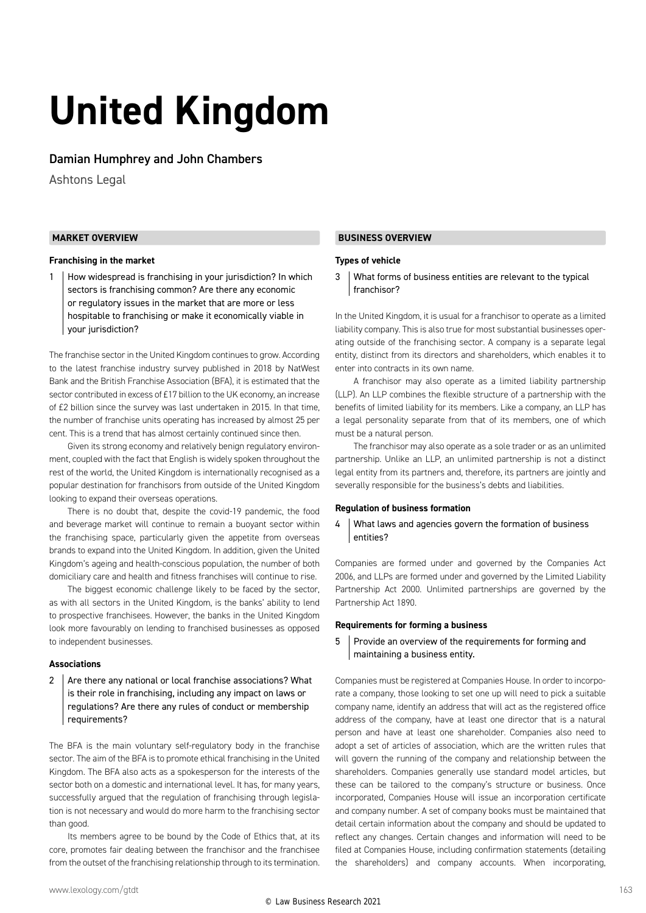# United Kingdom

## Damian Humphrey and John Chambers

Ashtons Legal

## MARKET OVERVIEW

### Franchising in the market

**1 How widespread is franchising in your jurisdiction? In which sectors is franchising common? Are there any economic or regulatory issues in the market that are more or less hospitable to franchising or make it economically viable in your jurisdiction?**

The franchise sector in the United Kingdom continues to grow. According to the latest franchise industry survey published in 2018 by NatWest Bank and the British Franchise Association (BFA), it is estimated that the sector contributed in excess of £17 billion to the UK economy, an increase of £2 billion since the survey was last undertaken in 2015. In that time, the number of franchise units operating has increased by almost 25 per cent. This is a trend that has almost certainly continued since then.

Given its strong economy and relatively benign regulatory environment, coupled with the fact that English is widely spoken throughout the rest of the world, the United Kingdom is internationally recognised as a popular destination for franchisors from outside of the United Kingdom looking to expand their overseas operations.

There is no doubt that, despite the covid-19 pandemic, the food and beverage market will continue to remain a buoyant sector within the franchising space, particularly given the appetite from overseas brands to expand into the United Kingdom. In addition, given the United Kingdom's ageing and health-conscious population, the number of both domiciliary care and health and fitness franchises will continue to rise.

The biggest economic challenge likely to be faced by the sector, as with all sectors in the United Kingdom, is the banks' ability to lend to prospective franchisees. However, the banks in the United Kingdom look more favourably on lending to franchised businesses as opposed to independent businesses.

### Associations

**2 Are there any national or local franchise associations? What is their role in franchising, including any impact on laws or regulations? Are there any rules of conduct or membership requirements?**

The BFA is the main voluntary self-regulatory body in the franchise sector. The aim of the BFA is to promote ethical franchising in the United Kingdom. The BFA also acts as a spokesperson for the interests of the sector both on a domestic and international level. It has, for many years, successfully argued that the regulation of franchising through legislation is not necessary and would do more harm to the franchising sector than good.

Its members agree to be bound by the Code of Ethics that, at its core, promotes fair dealing between the franchisor and the franchisee from the outset of the franchising relationship through to its termination.

## BUSINESS OVERVIEW

### Types of vehicle

**3 What forms of business entities are relevant to the typical franchisor?**

In the United Kingdom, it is usual for a franchisor to operate as a limited liability company. This is also true for most substantial businesses operating outside of the franchising sector. A company is a separate legal entity, distinct from its directors and shareholders, which enables it to enter into contracts in its own name.

A franchisor may also operate as a limited liability partnership (LLP). An LLP combines the flexible structure of a partnership with the benefits of limited liability for its members. Like a company, an LLP has a legal personality separate from that of its members, one of which must be a natural person.

The franchisor may also operate as a sole trader or as an unlimited partnership. Unlike an LLP, an unlimited partnership is not a distinct legal entity from its partners and, therefore, its partners are jointly and severally responsible for the business's debts and liabilities.

### Regulation of business formation

**4 What laws and agencies govern the formation of business entities?**

Companies are formed under and governed by the Companies Act 2006, and LLPs are formed under and governed by the Limited Liability Partnership Act 2000. Unlimited partnerships are governed by the Partnership Act 1890.

### Requirements for forming a business

**5 Provide an overview of the requirements for forming and maintaining a business entity.**

Companies must be registered at Companies House. In order to incorporate a company, those looking to set one up will need to pick a suitable company name, identify an address that will act as the registered office address of the company, have at least one director that is a natural person and have at least one shareholder. Companies also need to adopt a set of articles of association, which are the written rules that will govern the running of the company and relationship between the shareholders. Companies generally use standard model articles, but these can be tailored to the company's structure or business. Once incorporated, Companies House will issue an incorporation certificate and company number. A set of company books must be maintained that detail certain information about the company and should be updated to reflect any changes. Certain changes and information will need to be filed at Companies House, including confirmation statements (detailing the shareholders) and company accounts. When incorporating,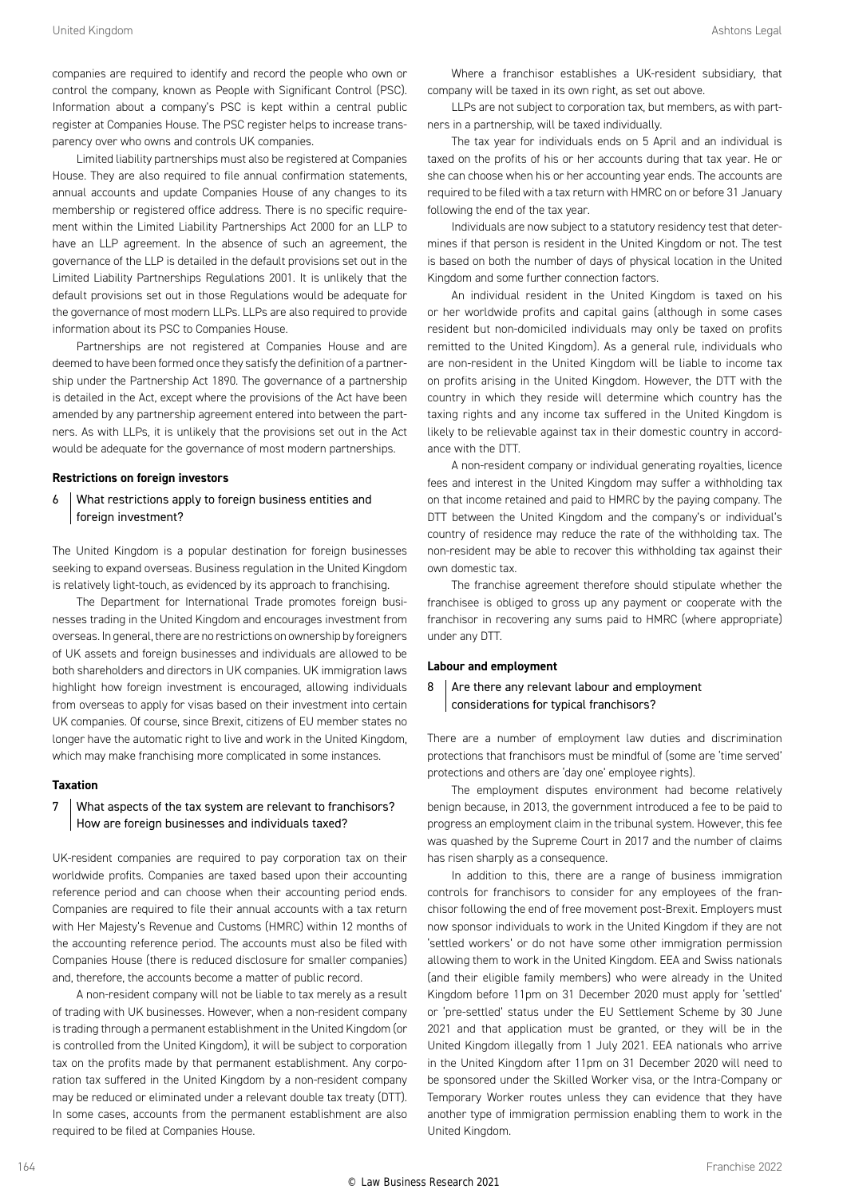companies are required to identify and record the people who own or control the company, known as People with Significant Control (PSC). Information about a company's PSC is kept within a central public register at Companies House. The PSC register helps to increase transparency over who owns and controls UK companies.

Limited liability partnerships must also be registered at Companies House. They are also required to file annual confirmation statements, annual accounts and update Companies House of any changes to its membership or registered office address. There is no specific requirement within the Limited Liability Partnerships Act 2000 for an LLP to have an LLP agreement. In the absence of such an agreement, the governance of the LLP is detailed in the default provisions set out in the Limited Liability Partnerships Regulations 2001. It is unlikely that the default provisions set out in those Regulations would be adequate for the governance of most modern LLPs. LLPs are also required to provide information about its PSC to Companies House.

Partnerships are not registered at Companies House and are deemed to have been formed once they satisfy the definition of a partnership under the Partnership Act 1890. The governance of a partnership is detailed in the Act, except where the provisions of the Act have been amended by any partnership agreement entered into between the partners. As with LLPs, it is unlikely that the provisions set out in the Act would be adequate for the governance of most modern partnerships.

**Restrictions on foreign investors**

### 6 What restrictions apply to foreign business entities and foreign investment?

The United Kingdom is a popular destination for foreign businesses seeking to expand overseas. Business regulation in the United Kingdom is relatively light-touch, as evidenced by its approach to franchising.

The Department for International Trade promotes foreign businesses trading in the United Kingdom and encourages investment from overseas. In general, there are no restrictions on ownership by foreigners of UK assets and foreign businesses and individuals are allowed to be both shareholders and directors in UK companies. UK immigration laws highlight how foreign investment is encouraged, allowing individuals from overseas to apply for visas based on their investment into certain UK companies. Of course, since Brexit, citizens of EU member states no longer have the automatic right to live and work in the United Kingdom, which may make franchising more complicated in some instances.

**Taxation**

### 7 What aspects of the tax system are relevant to franchisors? How are foreign businesses and individuals taxed?

UK-resident companies are required to pay corporation tax on their worldwide profits. Companies are taxed based upon their accounting reference period and can choose when their accounting period ends. Companies are required to file their annual accounts with a tax return with Her Majesty's Revenue and Customs (HMRC) within 12 months of the accounting reference period. The accounts must also be filed with Companies House (there is reduced disclosure for smaller companies) and, therefore, the accounts become a matter of public record.

A non-resident company will not be liable to tax merely as a result of trading with UK businesses. However, when a non-resident company is trading through a permanent establishment in the United Kingdom (or is controlled from the United Kingdom), it will be subject to corporation tax on the profits made by that permanent establishment. Any corporation tax suffered in the United Kingdom by a non-resident company may be reduced or eliminated under a relevant double tax treaty (DTT). In some cases, accounts from the permanent establishment are also required to be filed at Companies House.

Where a franchisor establishes a UK-resident subsidiary, that company will be taxed in its own right, as set out above.

LLPs are not subject to corporation tax, but members, as with partners in a partnership, will be taxed individually.

The tax year for individuals ends on 5 April and an individual is taxed on the profits of his or her accounts during that tax year. He or she can choose when his or her accounting year ends. The accounts are required to be filed with a tax return with HMRC on or before 31 January following the end of the tax year.

Individuals are now subject to a statutory residency test that determines if that person is resident in the United Kingdom or not. The test is based on both the number of days of physical location in the United Kingdom and some further connection factors.

An individual resident in the United Kingdom is taxed on his or her worldwide profits and capital gains (although in some cases resident but non-domiciled individuals may only be taxed on profits remitted to the United Kingdom). As a general rule, individuals who are non-resident in the United Kingdom will be liable to income tax on profits arising in the United Kingdom. However, the DTT with the country in which they reside will determine which country has the taxing rights and any income tax suffered in the United Kingdom is likely to be relievable against tax in their domestic country in accordance with the DTT.

A non-resident company or individual generating royalties, licence fees and interest in the United Kingdom may suffer a withholding tax on that income retained and paid to HMRC by the paying company. The DTT between the United Kingdom and the company's or individual's country of residence may reduce the rate of the withholding tax. The non-resident may be able to recover this withholding tax against their own domestic tax.

The franchise agreement therefore should stipulate whether the franchisee is obliged to gross up any payment or cooperate with the franchisor in recovering any sums paid to HMRC (where appropriate) under any DTT.

**Labour and employment**

### 8 Are there any relevant labour and employment considerations for typical franchisors?

There are a number of employment law duties and discrimination protections that franchisors must be mindful of (some are 'time served' protections and others are 'day one' employee rights).

The employment disputes environment had become relatively benign because, in 2013, the government introduced a fee to be paid to progress an employment claim in the tribunal system. However, this fee was quashed by the Supreme Court in 2017 and the number of claims has risen sharply as a consequence.

In addition to this, there are a range of business immigration controls for franchisors to consider for any employees of the franchisor following the end of free movement post-Brexit. Employers must now sponsor individuals to work in the United Kingdom if they are not 'settled workers' or do not have some other immigration permission allowing them to work in the United Kingdom. EEA and Swiss nationals (and their eligible family members) who were already in the United Kingdom before 11pm on 31 December 2020 must apply for 'settled' or 'pre-settled' status under the EU Settlement Scheme by 30 June 2021 and that application must be granted, or they will be in the United Kingdom illegally from 1 July 2021. EEA nationals who arrive in the United Kingdom after 11pm on 31 December 2020 will need to be sponsored under the Skilled Worker visa, or the Intra-Company or Temporary Worker routes unless they can evidence that they have another type of immigration permission enabling them to work in the United Kingdom.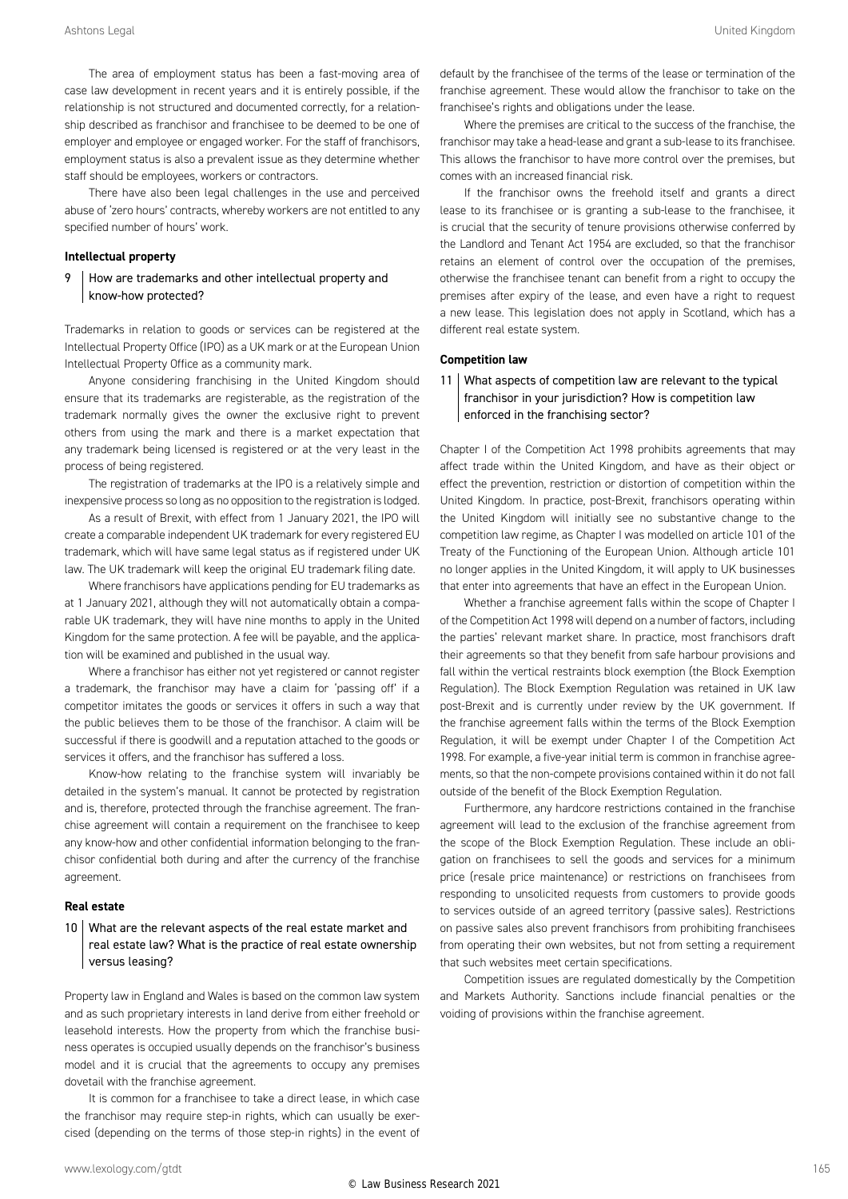The area of employment status has been a fast-moving area of case law development in recent years and it is entirely possible, if the relationship is not structured and documented correctly, for a relationship described as franchisor and franchisee to be deemed to be one of employer and employee or engaged worker. For the staff of franchisors, employment status is also a prevalent issue as they determine whether staff should be employees, workers or contractors.

There have also been legal challenges in the use and perceived abuse of 'zero hours' contracts, whereby workers are not entitled to any specified number of hours' work.

**Intellectual property**

## 9 How are trademarks and other intellectual property and know-how protected?

Trademarks in relation to goods or services can be registered at the Intellectual Property Office (IPO) as a UK mark or at the European Union Intellectual Property Office as a community mark.

Anyone considering franchising in the United Kingdom should ensure that its trademarks are registerable, as the registration of the trademark normally gives the owner the exclusive right to prevent others from using the mark and there is a market expectation that any trademark being licensed is registered or at the very least in the process of being registered.

The registration of trademarks at the IPO is a relatively simple and inexpensive process so long as no opposition to the registration is lodged.

As a result of Brexit, with effect from 1 January 2021, the IPO will create a comparable independent UK trademark for every registered EU trademark, which will have same legal status as if registered under UK law. The UK trademark will keep the original EU trademark filing date.

Where franchisors have applications pending for EU trademarks as at 1 January 2021, although they will not automatically obtain a comparable UK trademark, they will have nine months to apply in the United Kingdom for the same protection. A fee will be payable, and the application will be examined and published in the usual way.

Where a franchisor has either not yet registered or cannot register a trademark, the franchisor may have a claim for 'passing off' if a competitor imitates the goods or services it offers in such a way that the public believes them to be those of the franchisor. A claim will be successful if there is goodwill and a reputation attached to the goods or services it offers, and the franchisor has suffered a loss.

Know-how relating to the franchise system will invariably be detailed in the system's manual. It cannot be protected by registration and is, therefore, protected through the franchise agreement. The franchise agreement will contain a requirement on the franchisee to keep any know-how and other confidential information belonging to the franchisor confidential both during and after the currency of the franchise agreement.

**Real estate**

## 10 What are the relevant aspects of the real estate market and real estate law? What is the practice of real estate ownership versus leasing?

Property law in England and Wales is based on the common law system and as such proprietary interests in land derive from either freehold or leasehold interests. How the property from which the franchise business operates is occupied usually depends on the franchisor's business model and it is crucial that the agreements to occupy any premises dovetail with the franchise agreement.

It is common for a franchisee to take a direct lease, in which case the franchisor may require step-in rights, which can usually be exercised (depending on the terms of those step-in rights) in the event of default by the franchisee of the terms of the lease or termination of the franchise agreement. These would allow the franchisor to take on the franchisee's rights and obligations under the lease.

Where the premises are critical to the success of the franchise, the franchisor may take a head-lease and grant a sub-lease to its franchisee. This allows the franchisor to have more control over the premises, but comes with an increased financial risk.

If the franchisor owns the freehold itself and grants a direct lease to its franchisee or is granting a sub-lease to the franchisee, it is crucial that the security of tenure provisions otherwise conferred by the Landlord and Tenant Act 1954 are excluded, so that the franchisor retains an element of control over the occupation of the premises, otherwise the franchisee tenant can benefit from a right to occupy the premises after expiry of the lease, and even have a right to request a new lease. This legislation does not apply in Scotland, which has a different real estate system.

**Competition law**

## 11 What aspects of competition law are relevant to the typical franchisor in your jurisdiction? How is competition law enforced in the franchising sector?

Chapter I of the Competition Act 1998 prohibits agreements that may affect trade within the United Kingdom, and have as their object or effect the prevention, restriction or distortion of competition within the United Kingdom. In practice, post-Brexit, franchisors operating within the United Kingdom will initially see no substantive change to the competition law regime, as Chapter I was modelled on article 101 of the Treaty of the Functioning of the European Union. Although article 101 no longer applies in the United Kingdom, it will apply to UK businesses that enter into agreements that have an effect in the European Union.

Whether a franchise agreement falls within the scope of Chapter I of the Competition Act 1998 will depend on a number of factors, including the parties' relevant market share. In practice, most franchisors draft their agreements so that they benefit from safe harbour provisions and fall within the vertical restraints block exemption (the Block Exemption Regulation). The Block Exemption Regulation was retained in UK law post-Brexit and is currently under review by the UK government. If the franchise agreement falls within the terms of the Block Exemption Regulation, it will be exempt under Chapter I of the Competition Act 1998. For example, a five-year initial term is common in franchise agreements, so that the non-compete provisions contained within it do not fall outside of the benefit of the Block Exemption Regulation.

Furthermore, any hardcore restrictions contained in the franchise agreement will lead to the exclusion of the franchise agreement from the scope of the Block Exemption Regulation. These include an obligation on franchisees to sell the goods and services for a minimum price (resale price maintenance) or restrictions on franchisees from responding to unsolicited requests from customers to provide goods to services outside of an agreed territory (passive sales). Restrictions on passive sales also prevent franchisors from prohibiting franchisees from operating their own websites, but not from setting a requirement that such websites meet certain specifications.

Competition issues are regulated domestically by the Competition and Markets Authority. Sanctions include financial penalties or the voiding of provisions within the franchise agreement.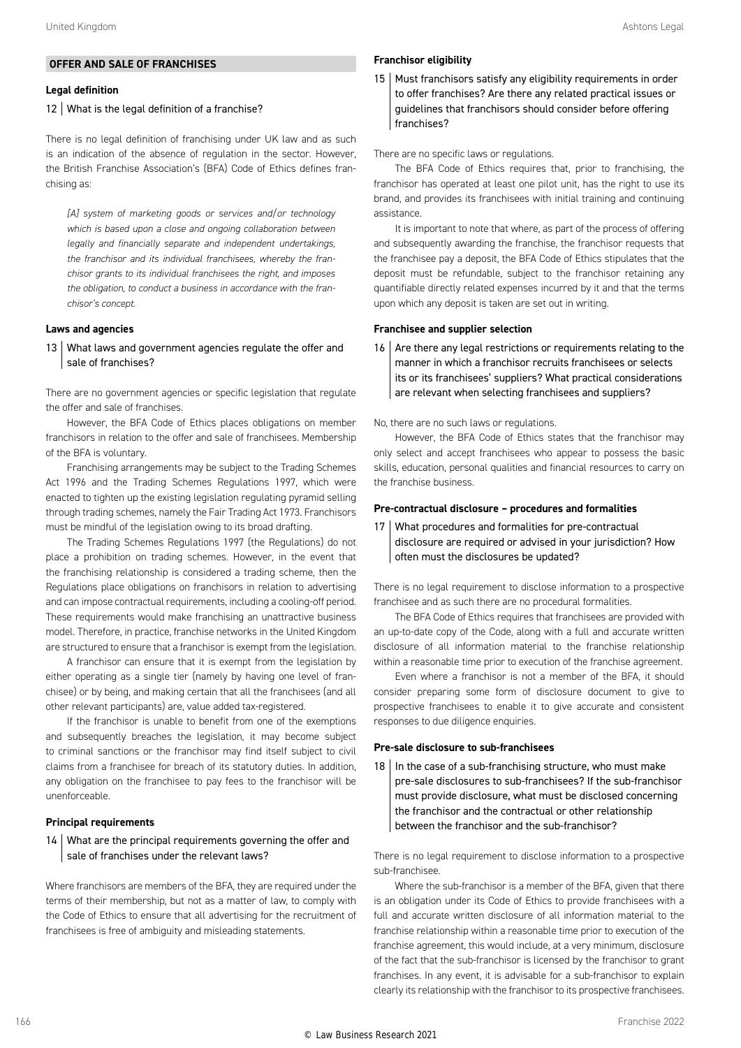## OFFER AND SALE OF FRANCHISES

### Legal definition

**12 | What is the legal definition of a franchise?**

There is no legal definition of franchising under UK law and as such is an indication of the absence of regulation in the sector. However, the British Franchise Association's (BFA) Code of Ethics defines franchising as:

> *[A] system of marketing goods or services and/or technology which is based upon a close and ongoing collaboration between legally and financially separate and independent undertakings, the franchisor and its individual franchisees, whereby the franchisor grants to its individual franchisees the right, and imposes the obligation, to conduct a business in accordance with the franchisor's concept.*

### Laws and agencies

**13 | What laws and government agencies regulate the offer and sale of franchises?**

There are no government agencies or specific legislation that regulate the offer and sale of franchises.

However, the BFA Code of Ethics places obligations on member franchisors in relation to the offer and sale of franchisees. Membership of the BFA is voluntary.

Franchising arrangements may be subject to the Trading Schemes Act 1996 and the Trading Schemes Regulations 1997, which were enacted to tighten up the existing legislation regulating pyramid selling through trading schemes, namely the Fair Trading Act 1973. Franchisors must be mindful of the legislation owing to its broad drafting.

The Trading Schemes Regulations 1997 (the Regulations) do not place a prohibition on trading schemes. However, in the event that the franchising relationship is considered a trading scheme, then the Regulations place obligations on franchisors in relation to advertising and can impose contractual requirements, including a cooling-off period. These requirements would make franchising an unattractive business model. Therefore, in practice, franchise networks in the United Kingdom are structured to ensure that a franchisor is exempt from the legislation.

A franchisor can ensure that it is exempt from the legislation by either operating as a single tier (namely by having one level of franchisee) or by being, and making certain that all the franchisees (and all other relevant participants) are, value added tax-registered.

If the franchisor is unable to benefit from one of the exemptions and subsequently breaches the legislation, it may become subject to criminal sanctions or the franchisor may find itself subject to civil claims from a franchisee for breach of its statutory duties. In addition, any obligation on the franchisee to pay fees to the franchisor will be unenforceable.

### Principal requirements

**14 | What are the principal requirements governing the offer and sale of franchises under the relevant laws?**

Where franchisors are members of the BFA, they are required under the terms of their membership, but not as a matter of law, to comply with the Code of Ethics to ensure that all advertising for the recruitment of franchisees is free of ambiguity and misleading statements.

### Franchisor eligibility

**15 | Must franchisors satisfy any eligibility requirements in order to offer franchises? Are there any related practical issues or guidelines that franchisors should consider before offering franchises?**

There are no specific laws or regulations.

The BFA Code of Ethics requires that, prior to franchising, the franchisor has operated at least one pilot unit, has the right to use its brand, and provides its franchisees with initial training and continuing assistance.

It is important to note that where, as part of the process of offering and subsequently awarding the franchise, the franchisor requests that the franchisee pay a deposit, the BFA Code of Ethics stipulates that the deposit must be refundable, subject to the franchisor retaining any quantifiable directly related expenses incurred by it and that the terms upon which any deposit is taken are set out in writing.

### Franchisee and supplier selection

**16 | Are there any legal restrictions or requirements relating to the manner in which a franchisor recruits franchisees or selects its or its franchisees' suppliers? What practical considerations are relevant when selecting franchisees and suppliers?**

No, there are no such laws or regulations.

However, the BFA Code of Ethics states that the franchisor may only select and accept franchisees who appear to possess the basic skills, education, personal qualities and financial resources to carry on the franchise business.

### Pre-contractual disclosure – procedures and formalities

**17 | What procedures and formalities for pre-contractual disclosure are required or advised in your jurisdiction? How often must the disclosures be updated?**

There is no legal requirement to disclose information to a prospective franchisee and as such there are no procedural formalities.

The BFA Code of Ethics requires that franchisees are provided with an up-to-date copy of the Code, along with a full and accurate written disclosure of all information material to the franchise relationship within a reasonable time prior to execution of the franchise agreement.

Even where a franchisor is not a member of the BFA, it should consider preparing some form of disclosure document to give to prospective franchisees to enable it to give accurate and consistent responses to due diligence enquiries.

### Pre-sale disclosure to sub-franchisees

**18 | In the case of a sub-franchising structure, who must make pre-sale disclosures to sub-franchisees? If the sub-franchisor must provide disclosure, what must be disclosed concerning the franchisor and the contractual or other relationship between the franchisor and the sub-franchisor?**

There is no legal requirement to disclose information to a prospective sub-franchisee.

Where the sub-franchisor is a member of the BFA, given that there is an obligation under its Code of Ethics to provide franchisees with a full and accurate written disclosure of all information material to the franchise relationship within a reasonable time prior to execution of the franchise agreement, this would include, at a very minimum, disclosure of the fact that the sub-franchisor is licensed by the franchisor to grant franchises. In any event, it is advisable for a sub-franchisor to explain clearly its relationship with the franchisor to its prospective franchisees.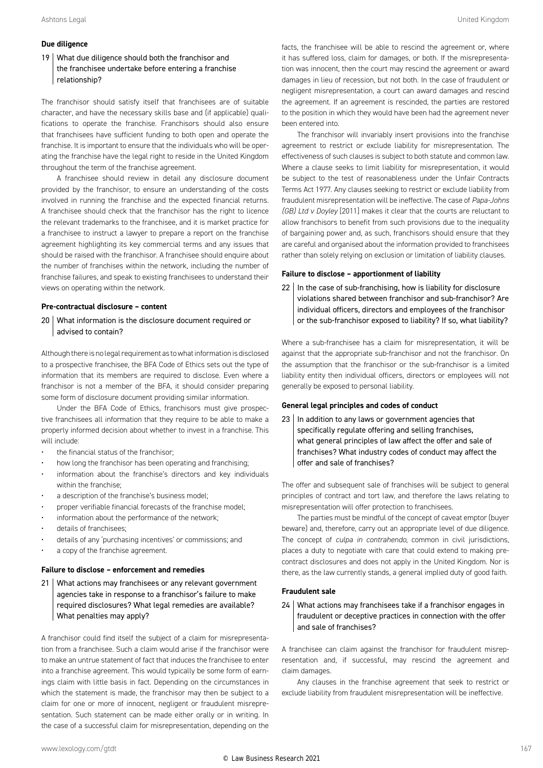### Due diligence

**19 What due diligence should both the franchisor and the franchisee undertake before entering a franchise relationship?**

The franchisor should satisfy itself that franchisees are of suitable character, and have the necessary skills base and (if applicable) qualifications to operate the franchise. Franchisors should also ensure that franchisees have sufficient funding to both open and operate the franchise. It is important to ensure that the individuals who will be operating the franchise have the legal right to reside in the United Kingdom throughout the term of the franchise agreement.

A franchisee should review in detail any disclosure document provided by the franchisor, to ensure an understanding of the costs involved in running the franchise and the expected financial returns. A franchisee should check that the franchisor has the right to licence the relevant trademarks to the franchisee, and it is market practice for a franchisee to instruct a lawyer to prepare a report on the franchise agreement highlighting its key commercial terms and any issues that should be raised with the franchisor. A franchisee should enquire about the number of franchises within the network, including the number of franchise failures, and speak to existing franchisees to understand their views on operating within the network.

### Pre-contractual disclosure – content

**20 What information is the disclosure document required or advised to contain?**

Although there is no legal requirement as to what information is disclosed to a prospective franchisee, the BFA Code of Ethics sets out the type of information that its members are required to disclose. Even where a franchisor is not a member of the BFA, it should consider preparing some form of disclosure document providing similar information.

Under the BFA Code of Ethics, franchisors must give prospective franchisees all information that they require to be able to make a properly informed decision about whether to invest in a franchise. This will include:

- the financial status of the franchisor;
- how long the franchisor has been operating and franchising;
- information about the franchise's directors and key individuals within the franchise;
- a description of the franchise's business model;
- proper verifiable financial forecasts of the franchise model;
- information about the performance of the network;
- details of franchisees;
- details of any 'purchasing incentives' or commissions; and
- a copy of the franchise agreement.

### Failure to disclose – enforcement and remedies

**21 What actions may franchisees or any relevant government agencies take in response to a franchisor's failure to make required disclosures? What legal remedies are available? What penalties may apply?**

A franchisor could find itself the subject of a claim for misrepresentation from a franchisee. Such a claim would arise if the franchisor were to make an untrue statement of fact that induces the franchisee to enter into a franchise agreement. This would typically be some form of earnings claim with little basis in fact. Depending on the circumstances in which the statement is made, the franchisor may then be subject to a claim for one or more of innocent, negligent or fraudulent misrepresentation. Such statement can be made either orally or in writing. In the case of a successful claim for misrepresentation, depending on the facts, the franchisee will be able to rescind the agreement or, where it has suffered loss, claim for damages, or both. If the misrepresentation was innocent, then the court may rescind the agreement or award damages in lieu of recession, but not both. In the case of fraudulent or negligent misrepresentation, a court can award damages and rescind the agreement. If an agreement is rescinded, the parties are restored to the position in which they would have been had the agreement never been entered into.

The franchisor will invariably insert provisions into the franchise agreement to restrict or exclude liability for misrepresentation. The effectiveness of such clauses is subject to both statute and common law. Where a clause seeks to limit liability for misrepresentation, it would be subject to the test of reasonableness under the Unfair Contracts Terms Act 1977. Any clauses seeking to restrict or exclude liability from fraudulent misrepresentation will be ineffective. The case of *Papa-Johns (GB) Ltd v Doyley* [2011] makes it clear that the courts are reluctant to allow franchisors to benefit from such provisions due to the inequality of bargaining power and, as such, franchisors should ensure that they are careful and organised about the information provided to franchisees rather than solely relying on exclusion or limitation of liability clauses.

### Failure to disclose – apportionment of liability

**22 In the case of sub-franchising, how is liability for disclosure violations shared between franchisor and sub-franchisor? Are individual officers, directors and employees of the franchisor or the sub-franchisor exposed to liability? If so, what liability?**

Where a sub-franchisee has a claim for misrepresentation, it will be against that the appropriate sub-franchisor and not the franchisor. On the assumption that the franchisor or the sub-franchisor is a limited liability entity then individual officers, directors or employees will not generally be exposed to personal liability.

### General legal principles and codes of conduct

**23 In addition to any laws or government agencies that specifically regulate offering and selling franchises, what general principles of law affect the offer and sale of franchises? What industry codes of conduct may affect the offer and sale of franchises?**

The offer and subsequent sale of franchises will be subject to general principles of contract and tort law, and therefore the laws relating to misrepresentation will offer protection to franchisees.

The parties must be mindful of the concept of caveat emptor (buyer beware) and, therefore, carry out an appropriate level of due diligence. The concept of *culpa in contrahendo,* common in civil jurisdictions, places a duty to negotiate with care that could extend to making pre-contract disclosures and does not apply in the United Kingdom. Nor is there, as the law currently stands, a general implied duty of good faith.

### Fraudulent sale

**24 What actions may franchisees take if a franchisor engages in fraudulent or deceptive practices in connection with the offer and sale of franchises?**

A franchisee can claim against the franchisor for fraudulent misrepresentation and, if successful, may rescind the agreement and claim damages.

Any clauses in the franchise agreement that seek to restrict or exclude liability from fraudulent misrepresentation will be ineffective.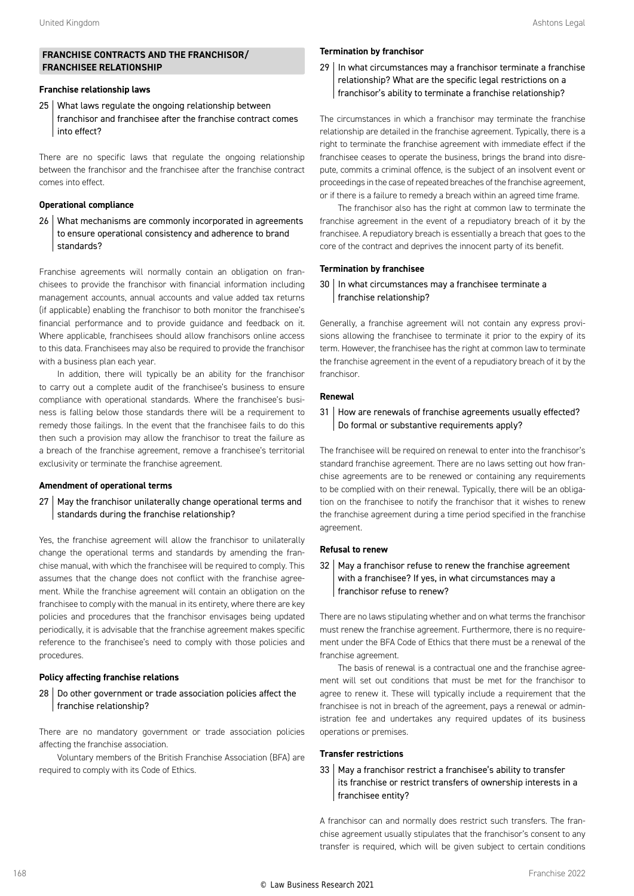## FRANCHISE CONTRACTS AND THE FRANCHISOR/ FRANCHISEE RELATIONSHIP

### Franchise relationship laws

25 What laws regulate the ongoing relationship between franchisor and franchisee after the franchise contract comes into effect?

There are no specific laws that regulate the ongoing relationship between the franchisor and the franchisee after the franchise contract comes into effect.

### Operational compliance

26 What mechanisms are commonly incorporated in agreements to ensure operational consistency and adherence to brand standards?

Franchise agreements will normally contain an obligation on franchisees to provide the franchisor with financial information including management accounts, annual accounts and value added tax returns (if applicable) enabling the franchisor to both monitor the franchisee's financial performance and to provide guidance and feedback on it. Where applicable, franchisees should allow franchisors online access to this data. Franchisees may also be required to provide the franchisor with a business plan each year.

In addition, there will typically be an ability for the franchisor to carry out a complete audit of the franchisee's business to ensure compliance with operational standards. Where the franchisee's business is falling below those standards there will be a requirement to remedy those failings. In the event that the franchisee fails to do this then such a provision may allow the franchisor to treat the failure as a breach of the franchise agreement, remove a franchisee's territorial exclusivity or terminate the franchise agreement.

### Amendment of operational terms

27 May the franchisor unilaterally change operational terms and standards during the franchise relationship?

Yes, the franchise agreement will allow the franchisor to unilaterally change the operational terms and standards by amending the franchise manual, with which the franchisee will be required to comply. This assumes that the change does not conflict with the franchise agreement. While the franchise agreement will contain an obligation on the franchisee to comply with the manual in its entirety, where there are key policies and procedures that the franchisor envisages being updated periodically, it is advisable that the franchise agreement makes specific reference to the franchisee's need to comply with those policies and procedures.

### Policy affecting franchise relations

28 Do other government or trade association policies affect the franchise relationship?

There are no mandatory government or trade association policies affecting the franchise association.

Voluntary members of the British Franchise Association (BFA) are required to comply with its Code of Ethics.

### Termination by franchisor

29 In what circumstances may a franchisor terminate a franchise relationship? What are the specific legal restrictions on a franchisor's ability to terminate a franchise relationship?

The circumstances in which a franchisor may terminate the franchise relationship are detailed in the franchise agreement. Typically, there is a right to terminate the franchise agreement with immediate effect if the franchisee ceases to operate the business, brings the brand into disrepute, commits a criminal offence, is the subject of an insolvent event or proceedings in the case of repeated breaches of the franchise agreement, or if there is a failure to remedy a breach within an agreed time frame.

The franchisor also has the right at common law to terminate the franchise agreement in the event of a repudiatory breach of it by the franchisee. A repudiatory breach is essentially a breach that goes to the core of the contract and deprives the innocent party of its benefit.

### Termination by franchisee

30 In what circumstances may a franchisee terminate a franchise relationship?

Generally, a franchise agreement will not contain any express provisions allowing the franchisee to terminate it prior to the expiry of its term. However, the franchisee has the right at common law to terminate the franchise agreement in the event of a repudiatory breach of it by the franchisor.

### Renewal

31 How are renewals of franchise agreements usually effected? Do formal or substantive requirements apply?

The franchisee will be required on renewal to enter into the franchisor's standard franchise agreement. There are no laws setting out how franchise agreements are to be renewed or containing any requirements to be complied with on their renewal. Typically, there will be an obligation on the franchisee to notify the franchisor that it wishes to renew the franchise agreement during a time period specified in the franchise agreement.

### Refusal to renew

32 May a franchisor refuse to renew the franchise agreement with a franchisee? If yes, in what circumstances may a franchisor refuse to renew?

There are no laws stipulating whether and on what terms the franchisor must renew the franchise agreement. Furthermore, there is no requirement under the BFA Code of Ethics that there must be a renewal of the franchise agreement.

The basis of renewal is a contractual one and the franchise agreement will set out conditions that must be met for the franchisor to agree to renew it. These will typically include a requirement that the franchisee is not in breach of the agreement, pays a renewal or administration fee and undertakes any required updates of its business operations or premises.

### Transfer restrictions

33 May a franchisor restrict a franchisee's ability to transfer its franchise or restrict transfers of ownership interests in a franchisee entity?

A franchisor can and normally does restrict such transfers. The franchise agreement usually stipulates that the franchisor's consent to any transfer is required, which will be given subject to certain conditions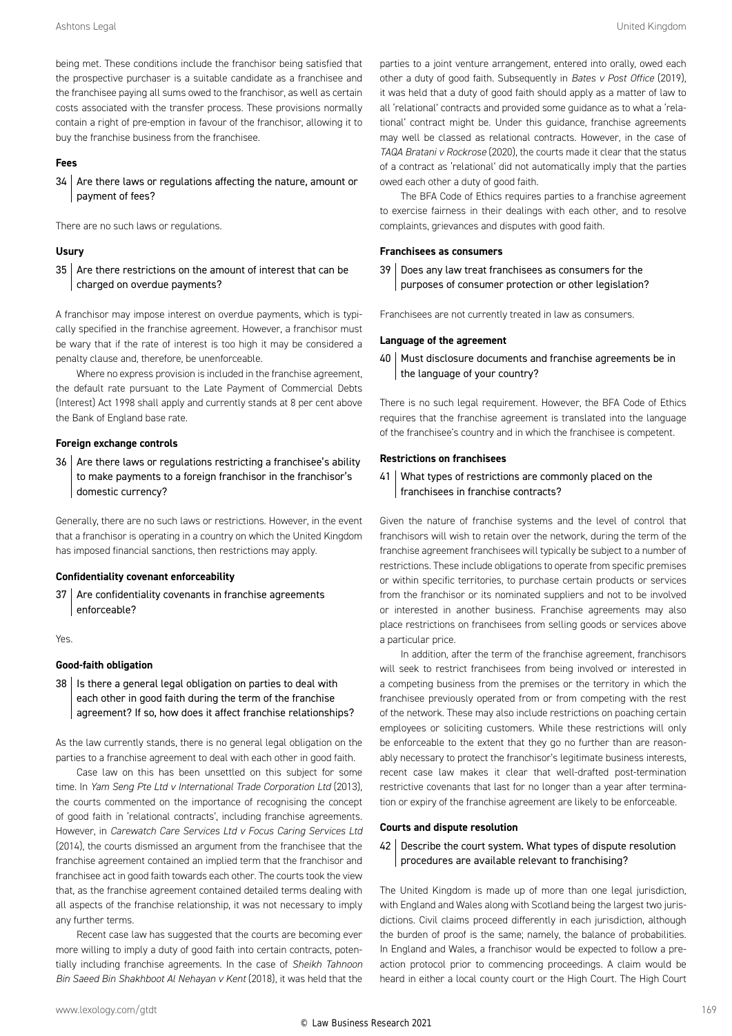being met. These conditions include the franchisor being satisfied that the prospective purchaser is a suitable candidate as a franchisee and the franchisee paying all sums owed to the franchisor, as well as certain costs associated with the transfer process. These provisions normally contain a right of pre-emption in favour of the franchisor, allowing it to buy the franchise business from the franchisee.

### Fees

**34 | Are there laws or regulations affecting the nature, amount or payment of fees?**

There are no such laws or regulations.

### Usury

**35 | Are there restrictions on the amount of interest that can be charged on overdue payments?**

A franchisor may impose interest on overdue payments, which is typically specified in the franchise agreement. However, a franchisor must be wary that if the rate of interest is too high it may be considered a penalty clause and, therefore, be unenforceable.

Where no express provision is included in the franchise agreement, the default rate pursuant to the Late Payment of Commercial Debts (Interest) Act 1998 shall apply and currently stands at 8 per cent above the Bank of England base rate.

### Foreign exchange controls

**36 | Are there laws or regulations restricting a franchisee's ability to make payments to a foreign franchisor in the franchisor's domestic currency?**

Generally, there are no such laws or restrictions. However, in the event that a franchisor is operating in a country on which the United Kingdom has imposed financial sanctions, then restrictions may apply.

### Confidentiality covenant enforceability

**37 | Are confidentiality covenants in franchise agreements enforceable?**

Yes.

### Good-faith obligation

**38 | Is there a general legal obligation on parties to deal with each other in good faith during the term of the franchise agreement? If so, how does it affect franchise relationships?**

As the law currently stands, there is no general legal obligation on the parties to a franchise agreement to deal with each other in good faith.

Case law on this has been unsettled on this subject for some time. In *Yam Seng Pte Ltd v International Trade Corporation Ltd* (2013), the courts commented on the importance of recognising the concept of good faith in 'relational contracts', including franchise agreements. However, in *Carewatch Care Services Ltd v Focus Caring Services Ltd* (2014), the courts dismissed an argument from the franchisee that the franchise agreement contained an implied term that the franchisor and franchisee act in good faith towards each other. The courts took the view that, as the franchise agreement contained detailed terms dealing with all aspects of the franchise relationship, it was not necessary to imply any further terms.

Recent case law has suggested that the courts are becoming ever more willing to imply a duty of good faith into certain contracts, potentially including franchise agreements. In the case of *Sheikh Tahnoon Bin Saeed Bin Shakhboot Al Nehayan v Kent* (2018), it was held that the parties to a joint venture arrangement, entered into orally, owed each other a duty of good faith. Subsequently in *Bates v Post Office* (2019), it was held that a duty of good faith should apply as a matter of law to all 'relational' contracts and provided some guidance as to what a 'relational' contract might be. Under this guidance, franchise agreements may well be classed as relational contracts. However, in the case of *TAQA Bratani v Rockrose* (2020), the courts made it clear that the status of a contract as 'relational' did not automatically imply that the parties owed each other a duty of good faith.

The BFA Code of Ethics requires parties to a franchise agreement to exercise fairness in their dealings with each other, and to resolve complaints, grievances and disputes with good faith.

### Franchisees as consumers

**39 | Does any law treat franchisees as consumers for the purposes of consumer protection or other legislation?**

Franchisees are not currently treated in law as consumers.

### Language of the agreement

**40 | Must disclosure documents and franchise agreements be in the language of your country?**

There is no such legal requirement. However, the BFA Code of Ethics requires that the franchise agreement is translated into the language of the franchisee's country and in which the franchisee is competent.

### Restrictions on franchisees

**41 | What types of restrictions are commonly placed on the franchisees in franchise contracts?**

Given the nature of franchise systems and the level of control that franchisors will wish to retain over the network, during the term of the franchise agreement franchisees will typically be subject to a number of restrictions. These include obligations to operate from specific premises or within specific territories, to purchase certain products or services from the franchisor or its nominated suppliers and not to be involved or interested in another business. Franchise agreements may also place restrictions on franchisees from selling goods or services above a particular price.

In addition, after the term of the franchise agreement, franchisors will seek to restrict franchisees from being involved or interested in a competing business from the premises or the territory in which the franchisee previously operated from or from competing with the rest of the network. These may also include restrictions on poaching certain employees or soliciting customers. While these restrictions will only be enforceable to the extent that they go no further than are reasonably necessary to protect the franchisor's legitimate business interests, recent case law makes it clear that well-drafted post-termination restrictive covenants that last for no longer than a year after termination or expiry of the franchise agreement are likely to be enforceable.

### Courts and dispute resolution

**42 | Describe the court system. What types of dispute resolution procedures are available relevant to franchising?**

The United Kingdom is made up of more than one legal jurisdiction, with England and Wales along with Scotland being the largest two jurisdictions. Civil claims proceed differently in each jurisdiction, although the burden of proof is the same; namely, the balance of probabilities. In England and Wales, a franchisor would be expected to follow a pre-action protocol prior to commencing proceedings. A claim would be heard in either a local county court or the High Court. The High Court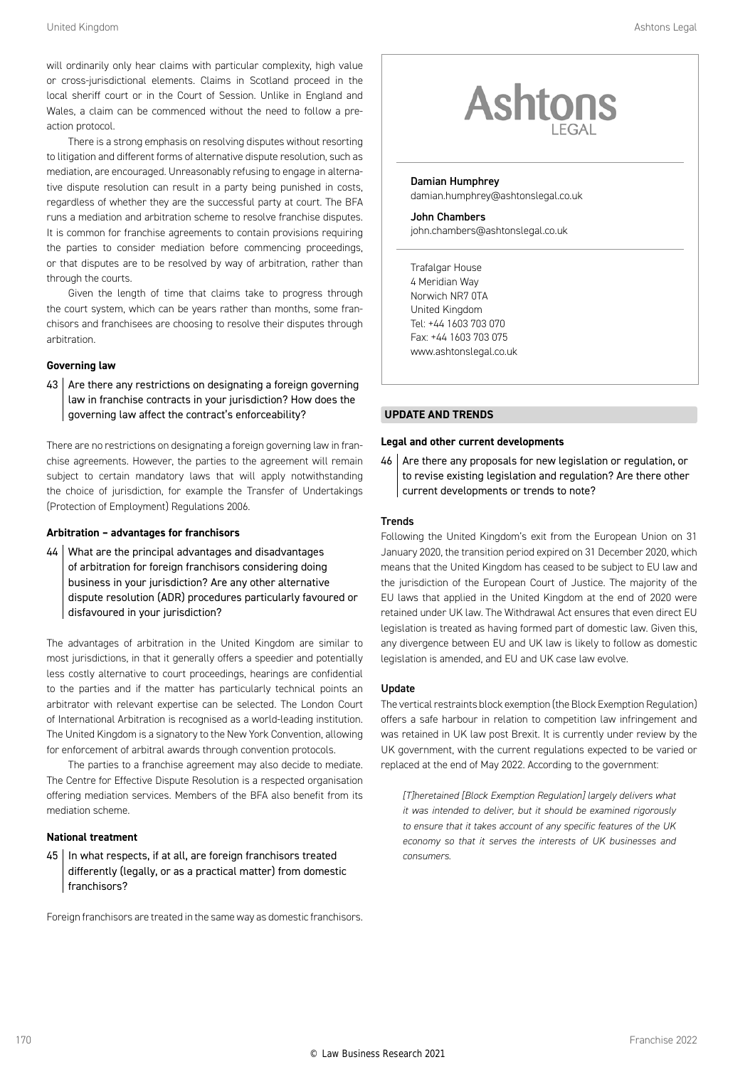will ordinarily only hear claims with particular complexity, high value or cross-jurisdictional elements. Claims in Scotland proceed in the local sheriff court or in the Court of Session. Unlike in England and Wales, a claim can be commenced without the need to follow a pre-action protocol.

There is a strong emphasis on resolving disputes without resorting to litigation and different forms of alternative dispute resolution, such as mediation, are encouraged. Unreasonably refusing to engage in alternative dispute resolution can result in a party being punished in costs, regardless of whether they are the successful party at court. The BFA runs a mediation and arbitration scheme to resolve franchise disputes. It is common for franchise agreements to contain provisions requiring the parties to consider mediation before commencing proceedings, or that disputes are to be resolved by way of arbitration, rather than through the courts.

Given the length of time that claims take to progress through the court system, which can be years rather than months, some franchisors and franchisees are choosing to resolve their disputes through arbitration.

### Governing law

**43 | Are there any restrictions on designating a foreign governing law in franchise contracts in your jurisdiction? How does the governing law affect the contract's enforceability?**

There are no restrictions on designating a foreign governing law in franchise agreements. However, the parties to the agreement will remain subject to certain mandatory laws that will apply notwithstanding the choice of jurisdiction, for example the Transfer of Undertakings (Protection of Employment) Regulations 2006.

### Arbitration – advantages for franchisors

**44 | What are the principal advantages and disadvantages of arbitration for foreign franchisors considering doing business in your jurisdiction? Are any other alternative dispute resolution (ADR) procedures particularly favoured or disfavoured in your jurisdiction?**

The advantages of arbitration in the United Kingdom are similar to most jurisdictions, in that it generally offers a speedier and potentially less costly alternative to court proceedings, hearings are confidential to the parties and if the matter has particularly technical points an arbitrator with relevant expertise can be selected. The London Court of International Arbitration is recognised as a world-leading institution. The United Kingdom is a signatory to the New York Convention, allowing for enforcement of arbitral awards through convention protocols.

The parties to a franchise agreement may also decide to mediate. The Centre for Effective Dispute Resolution is a respected organisation offering mediation services. Members of the BFA also benefit from its mediation scheme.

### National treatment

**45 | In what respects, if at all, are foreign franchisors treated differently (legally, or as a practical matter) from domestic franchisors?**

Foreign franchisors are treated in the same way as domestic franchisors.

**Ashtons LEGAL**

**Damian Humphrey**
damian.humphrey@ashtonslegal.co.uk

**John Chambers**
john.chambers@ashtonslegal.co.uk

Trafalgar House
4 Meridian Way
Norwich NR7 0TA
United Kingdom
Tel: +44 1603 703 070
Fax: +44 1603 703 075
www.ashtonslegal.co.uk

## UPDATE AND TRENDS

### Legal and other current developments

**46 | Are there any proposals for new legislation or regulation, or to revise existing legislation and regulation? Are there other current developments or trends to note?**

#### Trends

Following the United Kingdom's exit from the European Union on 31 January 2020, the transition period expired on 31 December 2020, which means that the United Kingdom has ceased to be subject to EU law and the jurisdiction of the European Court of Justice. The majority of the EU laws that applied in the United Kingdom at the end of 2020 were retained under UK law. The Withdrawal Act ensures that even direct EU legislation is treated as having formed part of domestic law. Given this, any divergence between EU and UK law is likely to follow as domestic legislation is amended, and EU and UK case law evolve.

#### Update

The vertical restraints block exemption (the Block Exemption Regulation) offers a safe harbour in relation to competition law infringement and was retained in UK law post Brexit. It is currently under review by the UK government, with the current regulations expected to be varied or replaced at the end of May 2022. According to the government:

> *[T]heretained [Block Exemption Regulation] largely delivers what it was intended to deliver, but it should be examined rigorously to ensure that it takes account of any specific features of the UK economy so that it serves the interests of UK businesses and consumers.*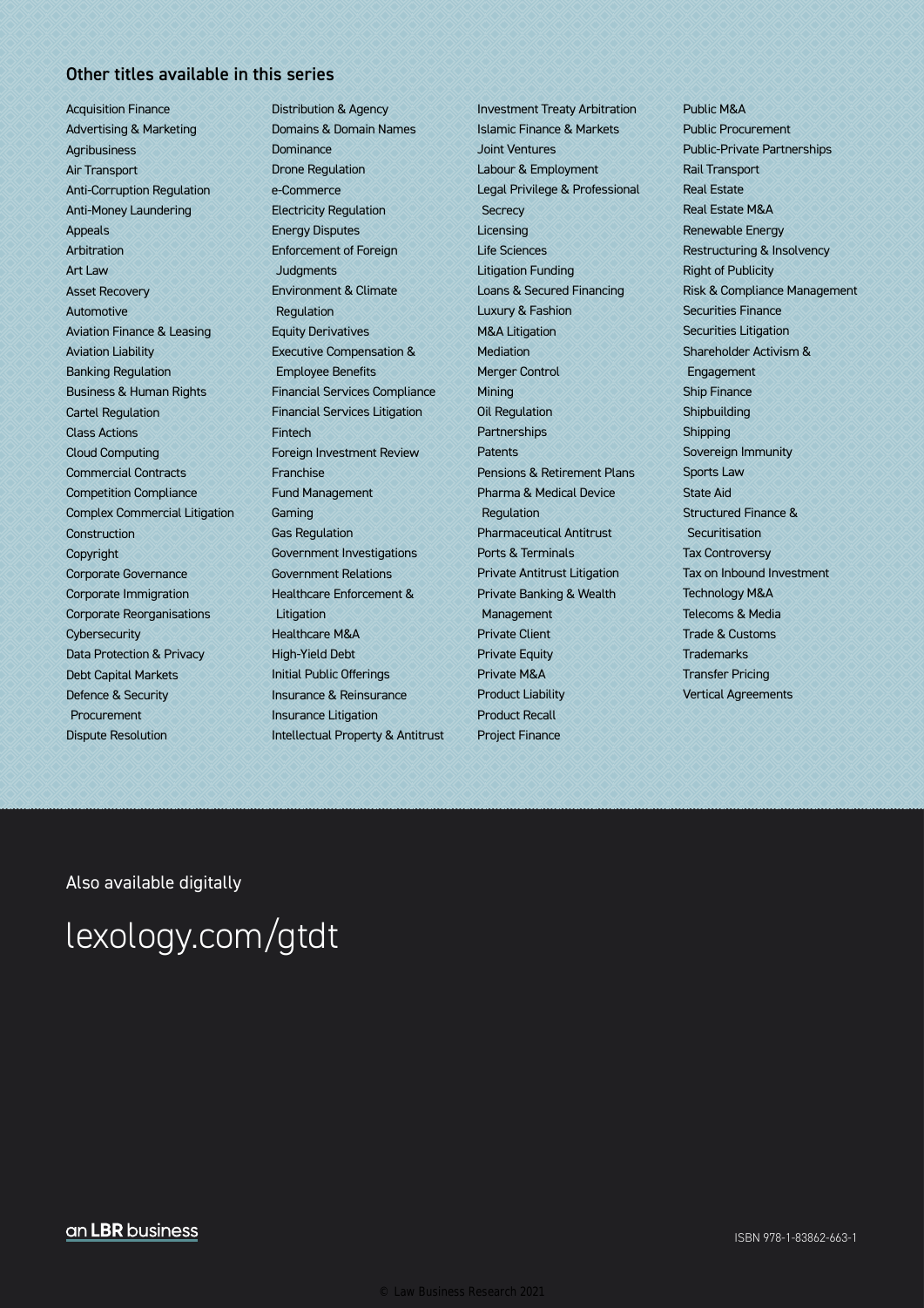## Other titles available in this series

Acquisition Finance
Advertising & Marketing
Agribusiness
Air Transport
Anti-Corruption Regulation
Anti-Money Laundering
Appeals
Arbitration
Art Law
Asset Recovery
Automotive
Aviation Finance & Leasing
Aviation Liability
Banking Regulation
Business & Human Rights
Cartel Regulation
Class Actions
Cloud Computing
Commercial Contracts
Competition Compliance
Complex Commercial Litigation
Construction
Copyright
Corporate Governance
Corporate Immigration
Corporate Reorganisations
Cybersecurity
Data Protection & Privacy
Debt Capital Markets
Defence & Security Procurement
Dispute Resolution
Distribution & Agency
Domains & Domain Names
Dominance
Drone Regulation
e-Commerce
Electricity Regulation
Energy Disputes
Enforcement of Foreign Judgments
Environment & Climate Regulation
Equity Derivatives
Executive Compensation & Employee Benefits
Financial Services Compliance
Financial Services Litigation
Fintech
Foreign Investment Review
Franchise
Fund Management
Gaming
Gas Regulation
Government Investigations
Government Relations
Healthcare Enforcement & Litigation
Healthcare M&A
High-Yield Debt
Initial Public Offerings
Insurance & Reinsurance
Insurance Litigation
Intellectual Property & Antitrust
Investment Treaty Arbitration
Islamic Finance & Markets
Joint Ventures
Labour & Employment
Legal Privilege & Professional Secrecy
Licensing
Life Sciences
Litigation Funding
Loans & Secured Financing
Luxury & Fashion
M&A Litigation
Mediation
Merger Control
Mining
Oil Regulation
Partnerships
Patents
Pensions & Retirement Plans
Pharma & Medical Device Regulation
Pharmaceutical Antitrust
Ports & Terminals
Private Antitrust Litigation
Private Banking & Wealth Management
Private Client
Private Equity
Private M&A
Product Liability
Product Recall
Project Finance
Public M&A
Public Procurement
Public-Private Partnerships
Rail Transport
Real Estate
Real Estate M&A
Renewable Energy
Restructuring & Insolvency
Right of Publicity
Risk & Compliance Management
Securities Finance
Securities Litigation
Shareholder Activism & Engagement
Ship Finance
Shipbuilding
Shipping
Sovereign Immunity
Sports Law
State Aid
Structured Finance & Securitisation
Tax Controversy
Tax on Inbound Investment
Technology M&A
Telecoms & Media
Trade & Customs
Trademarks
Transfer Pricing
Vertical Agreements

Also available digitally

lexology.com/gtdt

an **LBR** business

ISBN 978-1-83862-663-1

© Law Business Research 2021